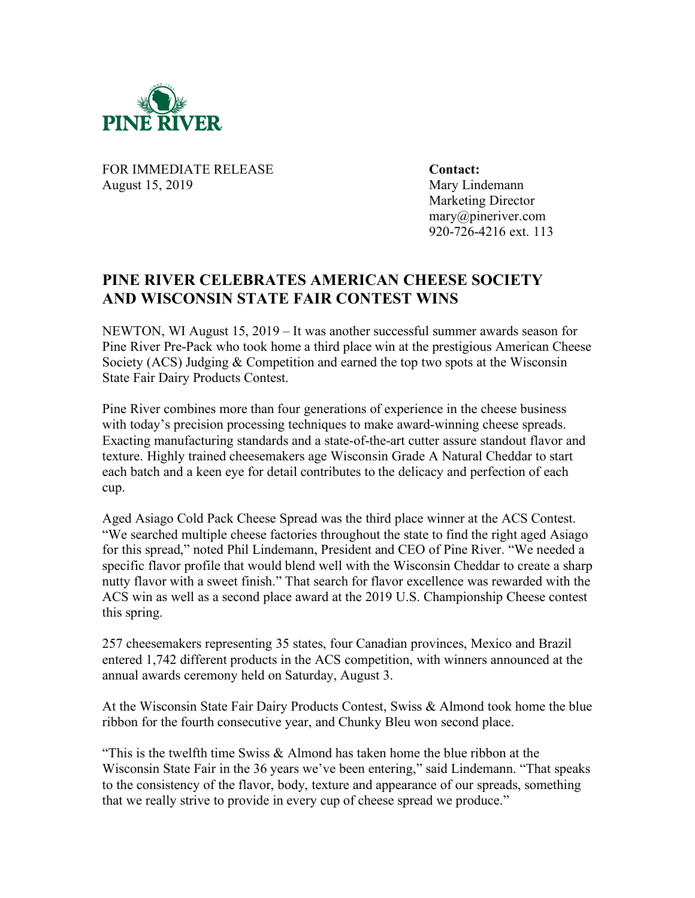PINE RIVER

FOR IMMEDIATE RELEASE
August 15, 2019

**Contact:**
Mary Lindemann
Marketing Director
mary@pineriver.com
920-726-4216 ext. 113

# PINE RIVER CELEBRATES AMERICAN CHEESE SOCIETY AND WISCONSIN STATE FAIR CONTEST WINS

NEWTON, WI August 15, 2019 – It was another successful summer awards season for Pine River Pre-Pack who took home a third place win at the prestigious American Cheese Society (ACS) Judging & Competition and earned the top two spots at the Wisconsin State Fair Dairy Products Contest.

Pine River combines more than four generations of experience in the cheese business with today's precision processing techniques to make award-winning cheese spreads. Exacting manufacturing standards and a state-of-the-art cutter assure standout flavor and texture. Highly trained cheesemakers age Wisconsin Grade A Natural Cheddar to start each batch and a keen eye for detail contributes to the delicacy and perfection of each cup.

Aged Asiago Cold Pack Cheese Spread was the third place winner at the ACS Contest. "We searched multiple cheese factories throughout the state to find the right aged Asiago for this spread," noted Phil Lindemann, President and CEO of Pine River. "We needed a specific flavor profile that would blend well with the Wisconsin Cheddar to create a sharp nutty flavor with a sweet finish." That search for flavor excellence was rewarded with the ACS win as well as a second place award at the 2019 U.S. Championship Cheese contest this spring.

257 cheesemakers representing 35 states, four Canadian provinces, Mexico and Brazil entered 1,742 different products in the ACS competition, with winners announced at the annual awards ceremony held on Saturday, August 3.

At the Wisconsin State Fair Dairy Products Contest, Swiss & Almond took home the blue ribbon for the fourth consecutive year, and Chunky Bleu won second place.

"This is the twelfth time Swiss & Almond has taken home the blue ribbon at the Wisconsin State Fair in the 36 years we've been entering," said Lindemann. "That speaks to the consistency of the flavor, body, texture and appearance of our spreads, something that we really strive to provide in every cup of cheese spread we produce."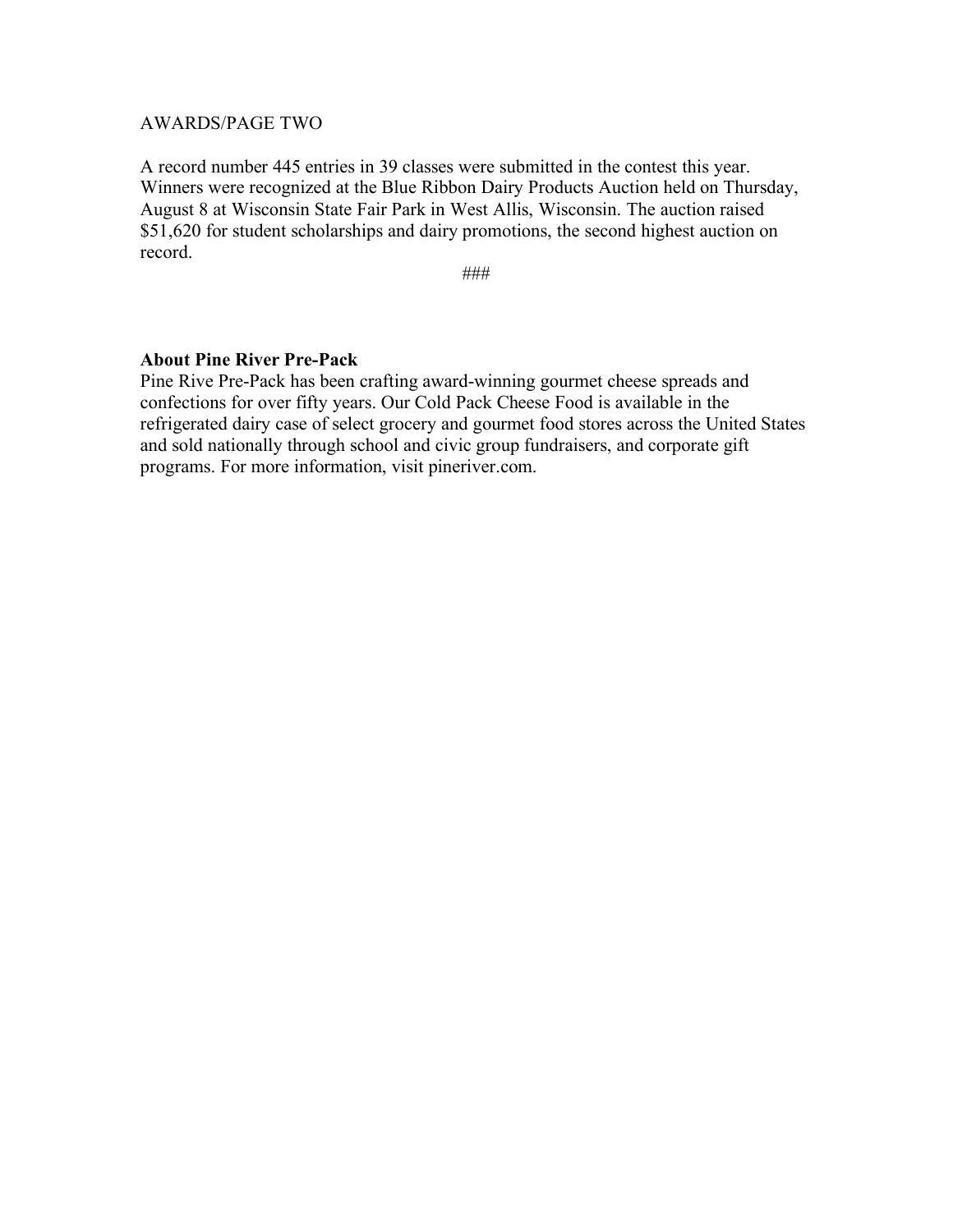AWARDS/PAGE TWO

A record number 445 entries in 39 classes were submitted in the contest this year. Winners were recognized at the Blue Ribbon Dairy Products Auction held on Thursday, August 8 at Wisconsin State Fair Park in West Allis, Wisconsin. The auction raised $51,620 for student scholarships and dairy promotions, the second highest auction on record.

###

**About Pine River Pre-Pack**

Pine Rive Pre-Pack has been crafting award-winning gourmet cheese spreads and confections for over fifty years. Our Cold Pack Cheese Food is available in the refrigerated dairy case of select grocery and gourmet food stores across the United States and sold nationally through school and civic group fundraisers, and corporate gift programs. For more information, visit pineriver.com.